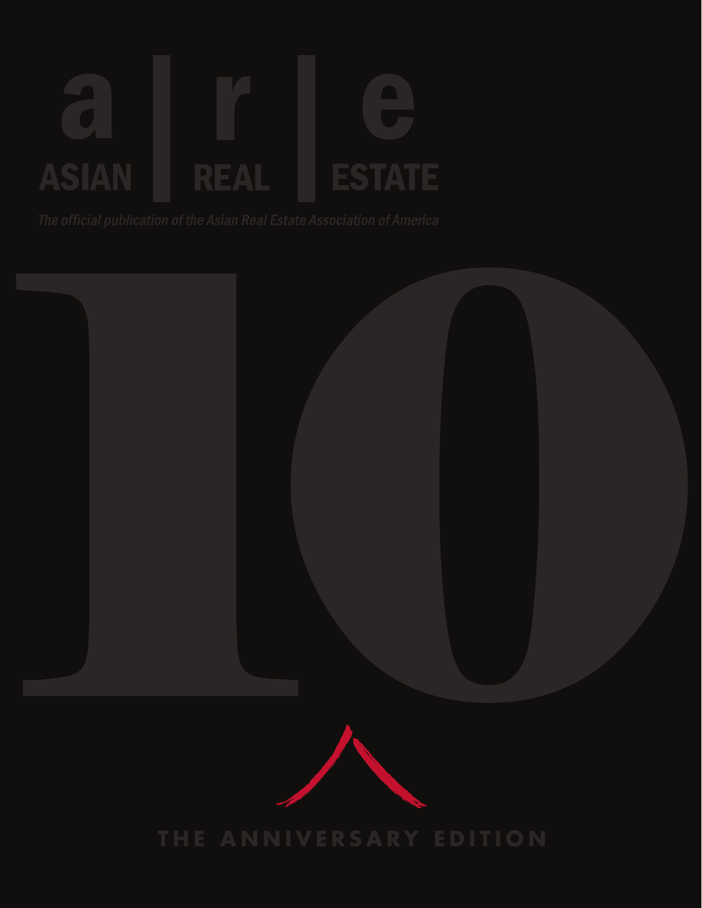# a | r | e

# ASIAN | REAL | ESTATE

*The official publication of the Asian Real Estate Association of America*

# 10

THE ANNIVERSARY EDITION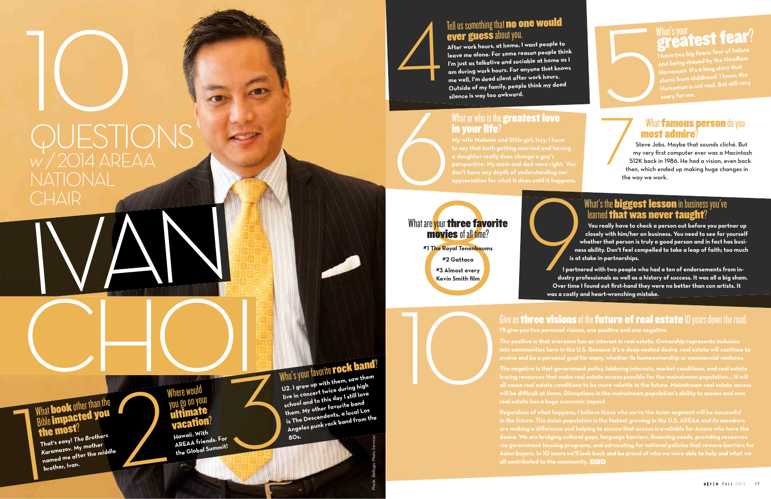# 10 QUESTIONS w/ 2014 AREAA NATIONAL CHAIR IVAN CHOI

## 1 What book other than the Bible impacted you the most?

That's easy! *The Brothers Karamazov*. My mother named me after the middle brother, Ivan.

## 2 Where would you go on your ultimate vacation?

Hawaii. With AREAA friends. For the Global Summit!

## 3 Who's your favorite rock band?

U2. I grew up with them, saw them live in concert twice during high school and to this day I still love them. My other favorite band is The Descendents, a local Los Angeles punk rock band from the 80s.

*Photo: Bellagio Photo Services*

## 4 Tell us something that no one would ever guess about you.

After work hours, at home, I want people to leave me alone. For some reason people think I'm just as talkative and sociable at home as I am during work hours. For anyone that knows me well, I'm dead silent after work hours. Outside of my family, people think my dead silence is way too awkward.

## 5 What's your greatest fear?

I have two big fears: fear of failure and being chased by the Headless Horseman. It's a long story that stems from childhood. I know, the Horseman is not real. But still very scary for me.

## 6 What or who is the greatest love in your life?

My wife Melanie and little girl, Izzy. I have to say that both getting married and having a daughter really does change a guy's perspective. My mom and dad were right. You don't have any depth of understanding nor appreciation for what it does until it happens.

## 7 What famous person do you most admire?

Steve Jobs. Maybe that sounds cliché. But my very first computer ever was a Macintosh 512K back in 1986. He had a vision, even back then, which ended up making huge changes in the way we work.

## 8 What are your three favorite movies of all time?

#1 The Royal Tenenbaums

#2 Gattaca

#3 Almost every Kevin Smith film

## 9 What's the biggest lesson in business you've learned that was never taught?

You really have to check a person out before you partner up closely with him/her on business. You need to see for yourself whether that person is truly a good person and in fact has business ability. Don't feel compelled to take a leap of faith; too much is at stake in partnerships.

I partnered with two people who had a ton of endorsements from industry professionals as well as a history of success. It was all a big sham. Over time I found out first-hand they were no better than con artists. It was a costly and heart-wrenching mistake.

## 10 Give us three visions of the future of real estate 10 years down the road.

I'll give you two personal visions, one positive and one negative.

The positive is that everyone has an interest in real estate. Ownership represents inclusion into communities here in the U.S. Because it's a deep-seated desire, real estate will continue to evolve and be a personal goal for many, whether its homeownership or commercial ventures.

The negative is that government policy, lobbying interests, market conditions, and real estate buying resources that make real estate access possible for the mainstream population... It will all cause real estate conditions to be more volatile in the future. Mainstream real estate access will be difficult at times. Disruptions in the mainstream population's ability to access and own real estate has a huge economic impact.

Regardless of what happens, I believe those who serve the Asian segment will be successful in the future. The Asian population is the fastest growing in the U.S. AREAA and its members are making a difference and helping to ensure that access is available for Asians who have the desire. We are bridging cultural gaps, language barriers, financing needs, providing resources via government housing programs, and advocating for national policies that remove barriers for Asian buyers. In 10 years we'll look back and be proud of who we were able to help and what we all contributed to the community. a|r|e